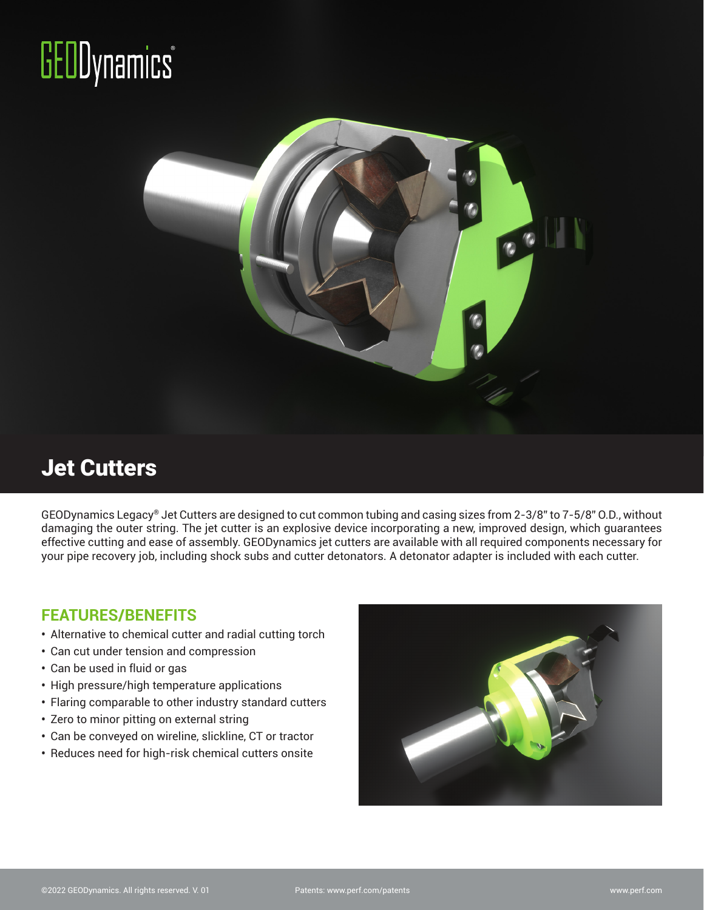GEODynamics®

# Jet Cutters

GEODynamics Legacy® Jet Cutters are designed to cut common tubing and casing sizes from 2-3/8" to 7-5/8" O.D., without damaging the outer string. The jet cutter is an explosive device incorporating a new, improved design, which guarantees effective cutting and ease of assembly. GEODynamics jet cutters are available with all required components necessary for your pipe recovery job, including shock subs and cutter detonators. A detonator adapter is included with each cutter.

## FEATURES/BENEFITS

- Alternative to chemical cutter and radial cutting torch
- Can cut under tension and compression
- Can be used in fluid or gas
- High pressure/high temperature applications
- Flaring comparable to other industry standard cutters
- Zero to minor pitting on external string
- Can be conveyed on wireline, slickline, CT or tractor
- Reduces need for high-risk chemical cutters onsite

©2022 GEODynamics. All rights reserved. V. 01 Patents: www.perf.com/patents www.perf.com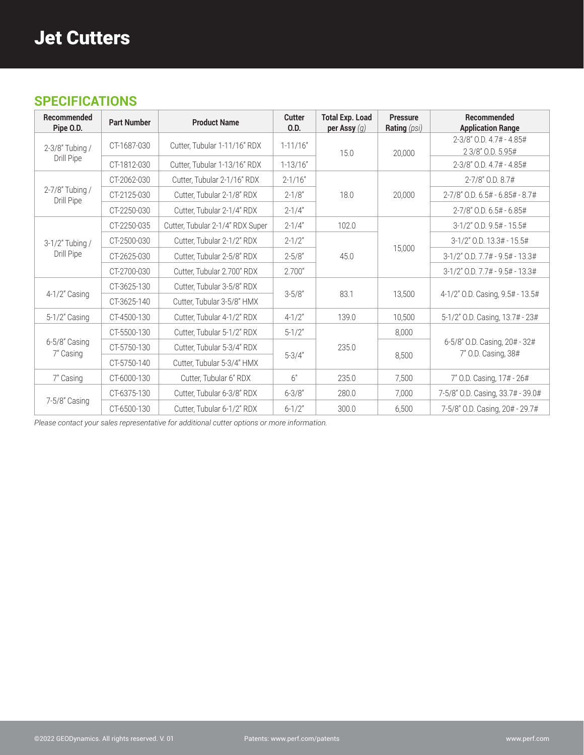# Jet Cutters

## SPECIFICATIONS

| Recommended Pipe O.D. | Part Number | Product Name | Cutter O.D. | Total Exp. Load per Assy *(g)* | Pressure Rating *(psi)* | Recommended Application Range |
|---|---|---|---|---|---|---|
| 2-3/8" Tubing / Drill Pipe | CT-1687-030 | Cutter, Tubular 1-11/16" RDX | 1-11/16" | 15.0 | 20,000 | 2-3/8" O.D. 4.7# - 4.85#<br>2 3/8" O.D. 5.95# |
| | CT-1812-030 | Cutter, Tubular 1-13/16" RDX | 1-13/16" | | | 2-3/8" O.D. 4.7# - 4.85# |
| 2-7/8" Tubing / Drill Pipe | CT-2062-030 | Cutter, Tubular 2-1/16" RDX | 2-1/16" | 18.0 | 20,000 | 2-7/8" O.D. 8.7# |
| | CT-2125-030 | Cutter, Tubular 2-1/8" RDX | 2-1/8" | | | 2-7/8" O.D. 6.5# - 6.85# - 8.7# |
| | CT-2250-030 | Cutter, Tubular 2-1/4" RDX | 2-1/4" | | | 2-7/8" O.D. 6.5# - 6.85# |
| 3-1/2" Tubing / Drill Pipe | CT-2250-035 | Cutter, Tubular 2-1/4" RDX Super | 2-1/4" | 102.0 | 15,000 | 3-1/2" O.D. 9.5# - 15.5# |
| | CT-2500-030 | Cutter, Tubular 2-1/2" RDX | 2-1/2" | 45.0 | | 3-1/2" O.D. 13.3# - 15.5# |
| | CT-2625-030 | Cutter, Tubular 2-5/8" RDX | 2-5/8" | | | 3-1/2" O.D. 7.7# - 9.5# - 13.3# |
| | CT-2700-030 | Cutter, Tubular 2.700" RDX | 2.700" | | | 3-1/2" O.D. 7.7# - 9.5# - 13.3# |
| 4-1/2" Casing | CT-3625-130 | Cutter, Tubular 3-5/8" RDX | 3-5/8" | 83.1 | 13,500 | 4-1/2" O.D. Casing, 9.5# - 13.5# |
| | CT-3625-140 | Cutter, Tubular 3-5/8" HMX | | | | |
| 5-1/2" Casing | CT-4500-130 | Cutter, Tubular 4-1/2" RDX | 4-1/2" | 139.0 | 10,500 | 5-1/2" O.D. Casing, 13.7# - 23# |
| 6-5/8" Casing<br>7" Casing | CT-5500-130 | Cutter, Tubular 5-1/2" RDX | 5-1/2" | 235.0 | 8,000 | 6-5/8" O.D. Casing, 20# - 32#<br>7" O.D. Casing, 38# |
| | CT-5750-130 | Cutter, Tubular 5-3/4" RDX | 5-3/4" | | 8,500 | |
| | CT-5750-140 | Cutter, Tubular 5-3/4" HMX | | | | |
| 7" Casing | CT-6000-130 | Cutter, Tubular 6" RDX | 6" | 235.0 | 7,500 | 7" O.D. Casing, 17# - 26# |
| 7-5/8" Casing | CT-6375-130 | Cutter, Tubular 6-3/8" RDX | 6-3/8" | 280.0 | 7,000 | 7-5/8" O.D. Casing, 33.7# - 39.0# |
| | CT-6500-130 | Cutter, Tubular 6-1/2" RDX | 6-1/2" | 300.0 | 6,500 | 7-5/8" O.D. Casing, 20# - 29.7# |

*Please contact your sales representative for additional cutter options or more information.*

©2022 GEODynamics. All rights reserved. V. 01 Patents: www.perf.com/patents www.perf.com